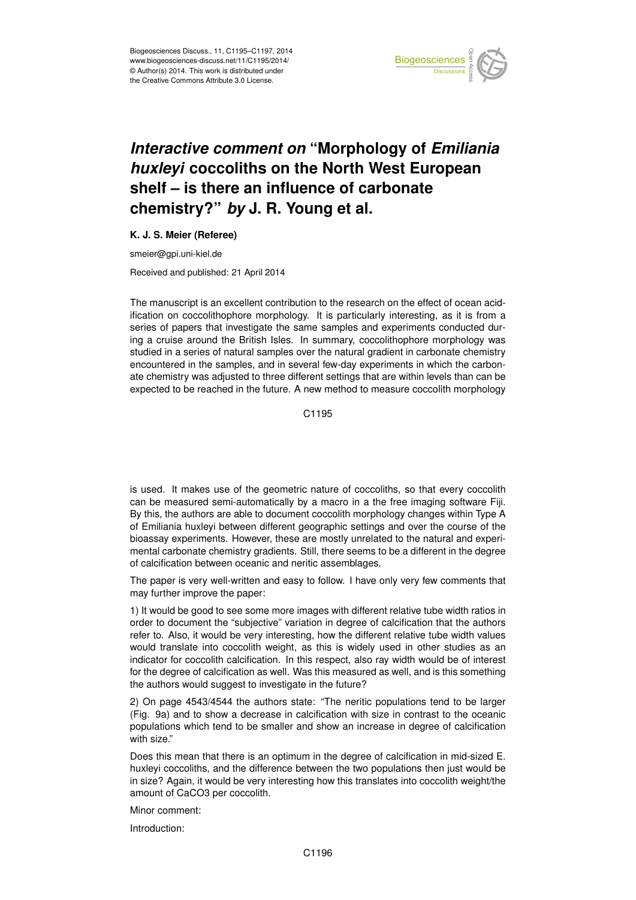# *Interactive comment on* "Morphology of *Emiliania huxleyi* coccoliths on the North West European shelf – is there an influence of carbonate chemistry?" *by* J. R. Young et al.

**K. J. S. Meier (Referee)**

smeier@gpi.uni-kiel.de

Received and published: 21 April 2014

The manuscript is an excellent contribution to the research on the effect of ocean acidification on coccolithophore morphology. It is particularly interesting, as it is from a series of papers that investigate the same samples and experiments conducted during a cruise around the British Isles. In summary, coccolithophore morphology was studied in a series of natural samples over the natural gradient in carbonate chemistry encountered in the samples, and in several few-day experiments in which the carbonate chemistry was adjusted to three different settings that are within levels than can be expected to be reached in the future. A new method to measure coccolith morphology is used. It makes use of the geometric nature of coccoliths, so that every coccolith can be measured semi-automatically by a macro in a the free imaging software Fiji. By this, the authors are able to document coccolith morphology changes within Type A of Emiliania huxleyi between different geographic settings and over the course of the bioassay experiments. However, these are mostly unrelated to the natural and experimental carbonate chemistry gradients. Still, there seems to be a different in the degree of calcification between oceanic and neritic assemblages.

The paper is very well-written and easy to follow. I have only very few comments that may further improve the paper:

1) It would be good to see some more images with different relative tube width ratios in order to document the "subjective" variation in degree of calcification that the authors refer to. Also, it would be very interesting, how the different relative tube width values would translate into coccolith weight, as this is widely used in other studies as an indicator for coccolith calcification. In this respect, also ray width would be of interest for the degree of calcification as well. Was this measured as well, and is this something the authors would suggest to investigate in the future?

2) On page 4543/4544 the authors state: "The neritic populations tend to be larger (Fig. 9a) and to show a decrease in calcification with size in contrast to the oceanic populations which tend to be smaller and show an increase in degree of calcification with size."

Does this mean that there is an optimum in the degree of calcification in mid-sized E. huxleyi coccoliths, and the difference between the two populations then just would be in size? Again, it would be very interesting how this translates into coccolith weight/the amount of $CaCO_3$ per coccolith.

Minor comment:

Introduction: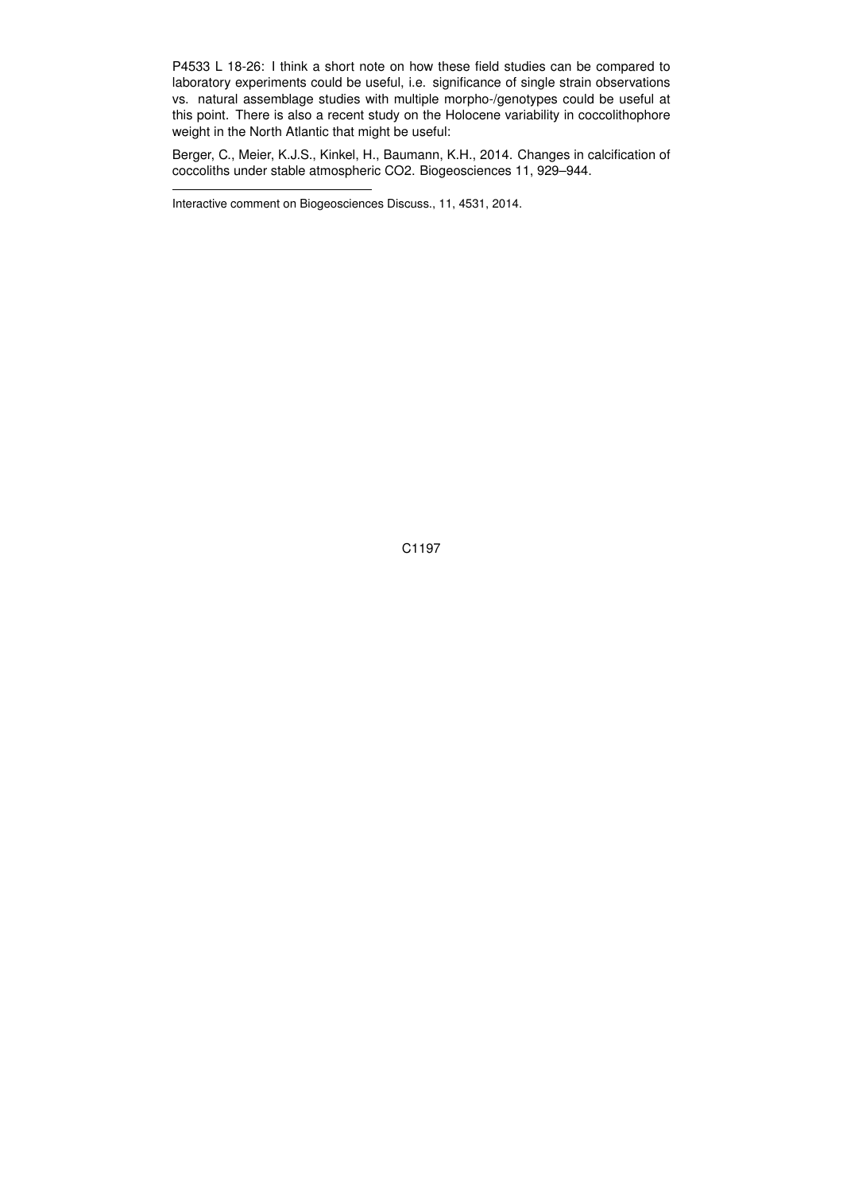P4533 L 18-26: I think a short note on how these field studies can be compared to laboratory experiments could be useful, i.e. significance of single strain observations vs. natural assemblage studies with multiple morpho-/genotypes could be useful at this point. There is also a recent study on the Holocene variability in coccolithophore weight in the North Atlantic that might be useful:

Berger, C., Meier, K.J.S., Kinkel, H., Baumann, K.H., 2014. Changes in calcification of coccoliths under stable atmospheric CO2. Biogeosciences 11, 929–944.

---

Interactive comment on Biogeosciences Discuss., 11, 4531, 2014.